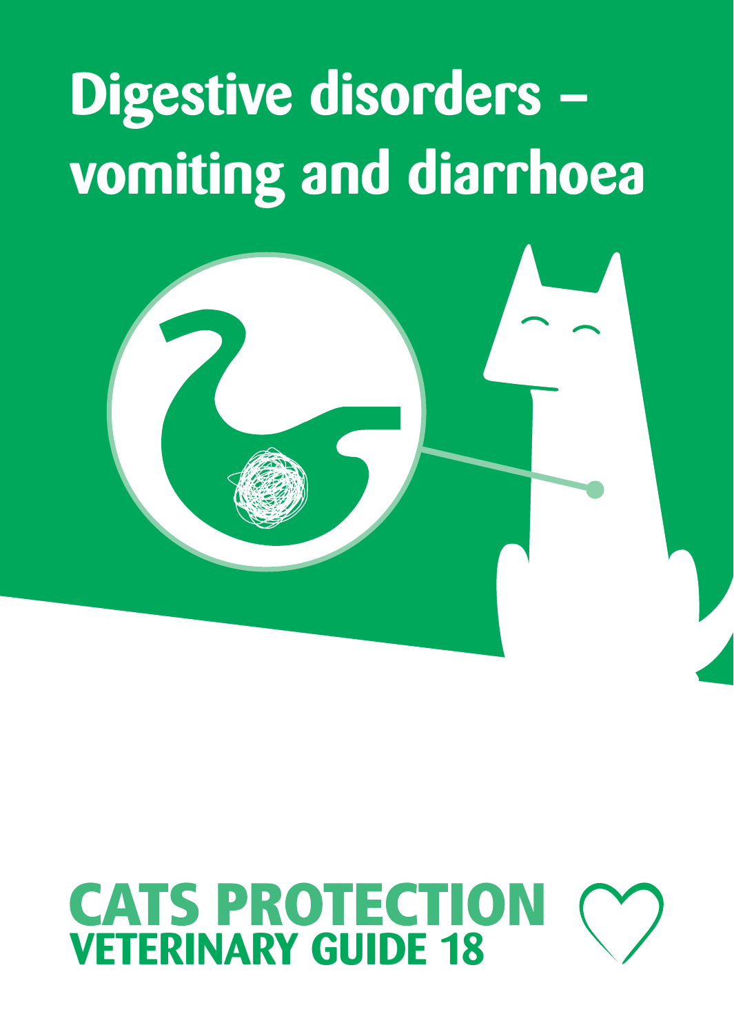# Digestive disorders – vomiting and diarrhoea

**CATS PROTECTION**
**VETERINARY GUIDE 18**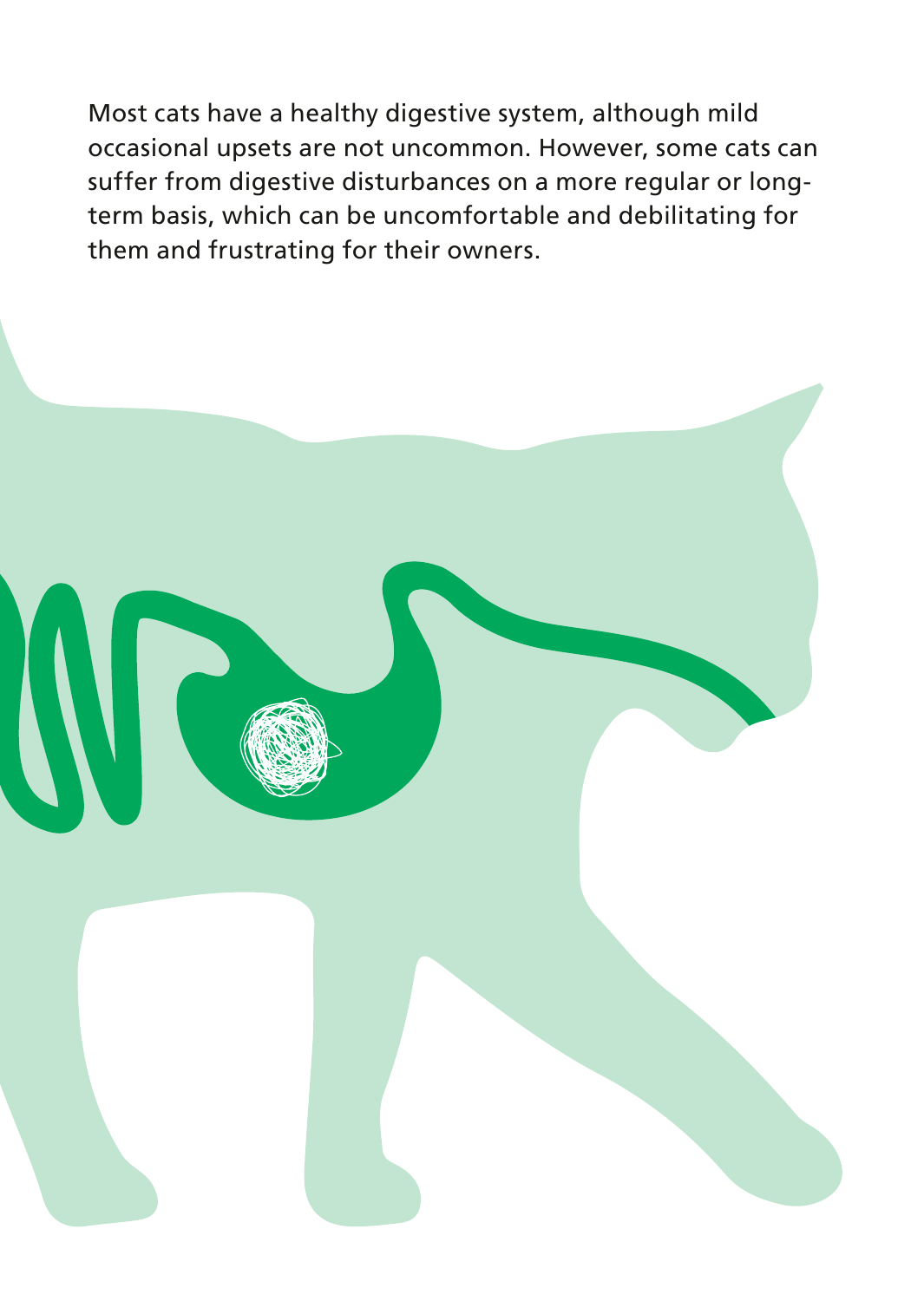Most cats have a healthy digestive system, although mild occasional upsets are not uncommon. However, some cats can suffer from digestive disturbances on a more regular or long-term basis, which can be uncomfortable and debilitating for them and frustrating for their owners.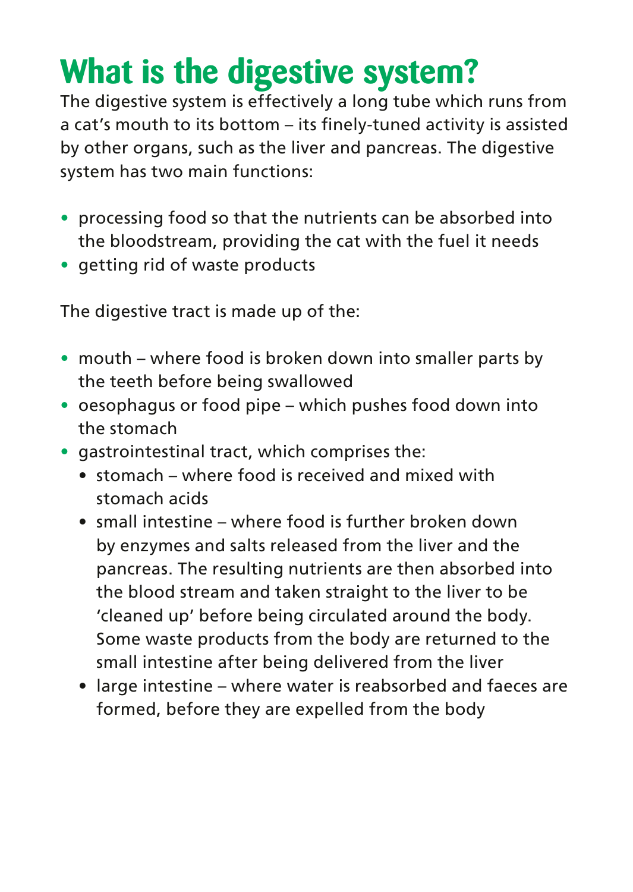# What is the digestive system?

The digestive system is effectively a long tube which runs from a cat's mouth to its bottom – its finely-tuned activity is assisted by other organs, such as the liver and pancreas. The digestive system has two main functions:

- processing food so that the nutrients can be absorbed into the bloodstream, providing the cat with the fuel it needs
- getting rid of waste products

The digestive tract is made up of the:

- mouth – where food is broken down into smaller parts by the teeth before being swallowed
- oesophagus or food pipe – which pushes food down into the stomach
- gastrointestinal tract, which comprises the:
  - stomach – where food is received and mixed with stomach acids
  - small intestine – where food is further broken down by enzymes and salts released from the liver and the pancreas. The resulting nutrients are then absorbed into the blood stream and taken straight to the liver to be 'cleaned up' before being circulated around the body. Some waste products from the body are returned to the small intestine after being delivered from the liver
  - large intestine – where water is reabsorbed and faeces are formed, before they are expelled from the body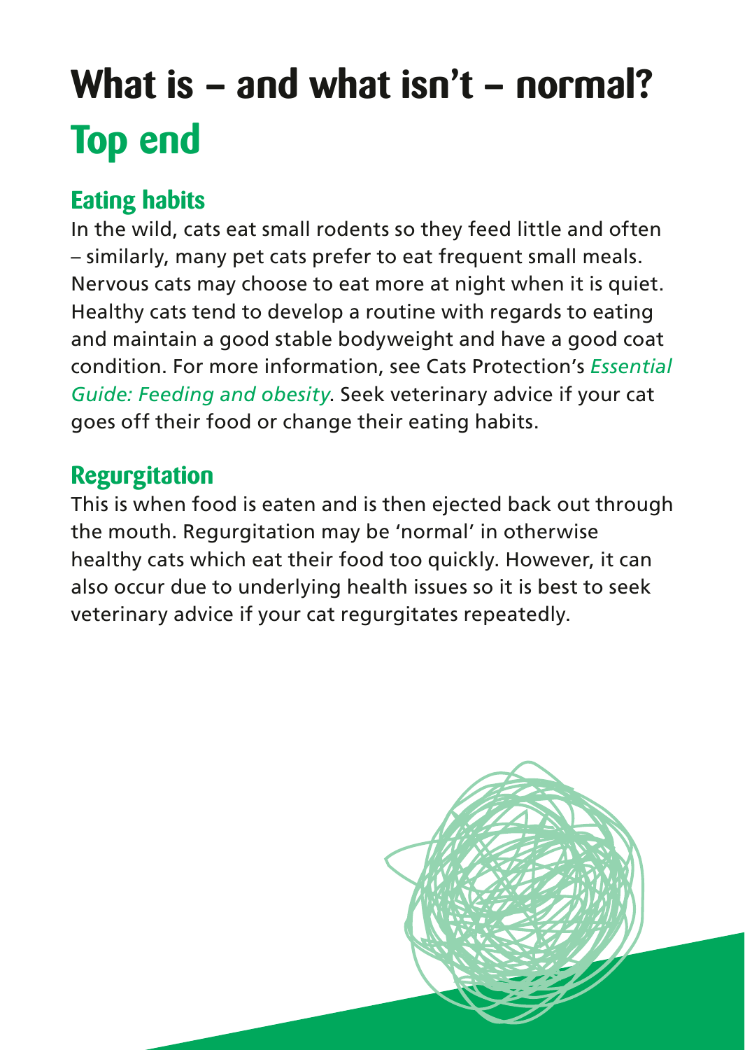# What is – and what isn't – normal?

## Top end

### Eating habits

In the wild, cats eat small rodents so they feed little and often – similarly, many pet cats prefer to eat frequent small meals. Nervous cats may choose to eat more at night when it is quiet. Healthy cats tend to develop a routine with regards to eating and maintain a good stable bodyweight and have a good coat condition. For more information, see Cats Protection's *Essential Guide: Feeding and obesity*. Seek veterinary advice if your cat goes off their food or change their eating habits.

### Regurgitation

This is when food is eaten and is then ejected back out through the mouth. Regurgitation may be 'normal' in otherwise healthy cats which eat their food too quickly. However, it can also occur due to underlying health issues so it is best to seek veterinary advice if your cat regurgitates repeatedly.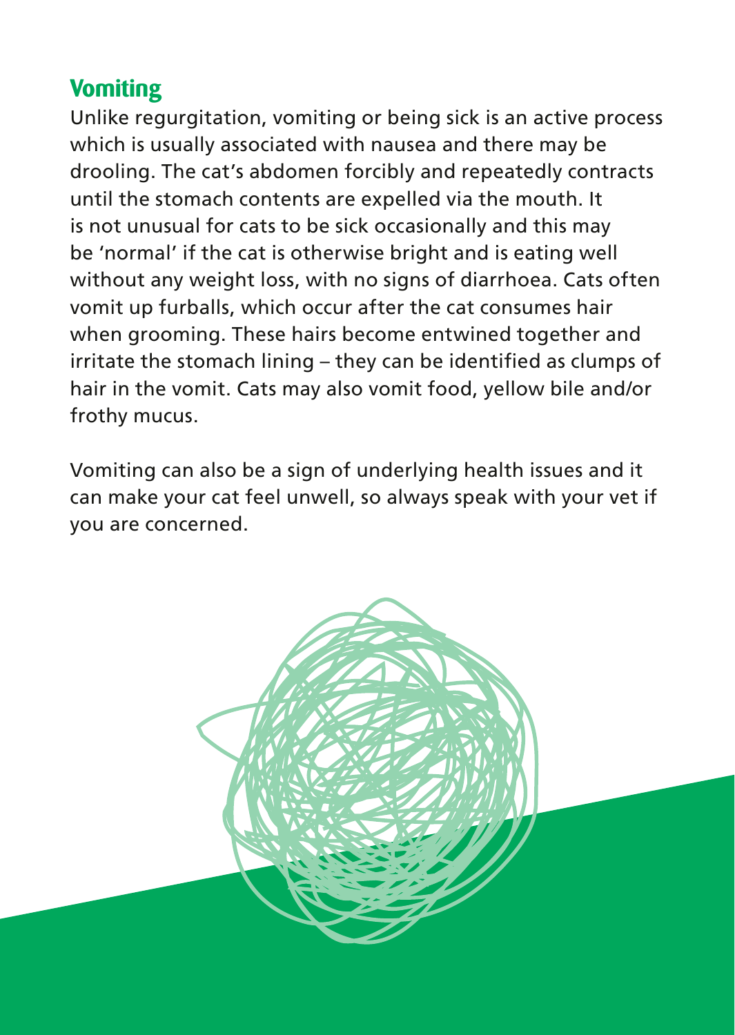## Vomiting

Unlike regurgitation, vomiting or being sick is an active process which is usually associated with nausea and there may be drooling. The cat's abdomen forcibly and repeatedly contracts until the stomach contents are expelled via the mouth. It is not unusual for cats to be sick occasionally and this may be 'normal' if the cat is otherwise bright and is eating well without any weight loss, with no signs of diarrhoea. Cats often vomit up furballs, which occur after the cat consumes hair when grooming. These hairs become entwined together and irritate the stomach lining – they can be identified as clumps of hair in the vomit. Cats may also vomit food, yellow bile and/or frothy mucus.

Vomiting can also be a sign of underlying health issues and it can make your cat feel unwell, so always speak with your vet if you are concerned.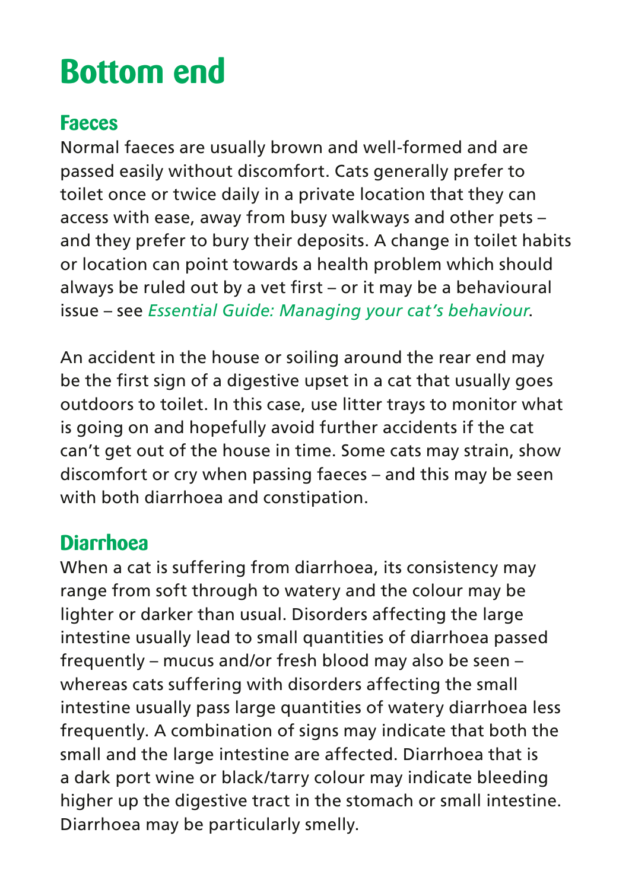# Bottom end

## Faeces

Normal faeces are usually brown and well-formed and are passed easily without discomfort. Cats generally prefer to toilet once or twice daily in a private location that they can access with ease, away from busy walkways and other pets – and they prefer to bury their deposits. A change in toilet habits or location can point towards a health problem which should always be ruled out by a vet first – or it may be a behavioural issue – see *Essential Guide: Managing your cat's behaviour*.

An accident in the house or soiling around the rear end may be the first sign of a digestive upset in a cat that usually goes outdoors to toilet. In this case, use litter trays to monitor what is going on and hopefully avoid further accidents if the cat can't get out of the house in time. Some cats may strain, show discomfort or cry when passing faeces – and this may be seen with both diarrhoea and constipation.

## Diarrhoea

When a cat is suffering from diarrhoea, its consistency may range from soft through to watery and the colour may be lighter or darker than usual. Disorders affecting the large intestine usually lead to small quantities of diarrhoea passed frequently – mucus and/or fresh blood may also be seen – whereas cats suffering with disorders affecting the small intestine usually pass large quantities of watery diarrhoea less frequently. A combination of signs may indicate that both the small and the large intestine are affected. Diarrhoea that is a dark port wine or black/tarry colour may indicate bleeding higher up the digestive tract in the stomach or small intestine. Diarrhoea may be particularly smelly.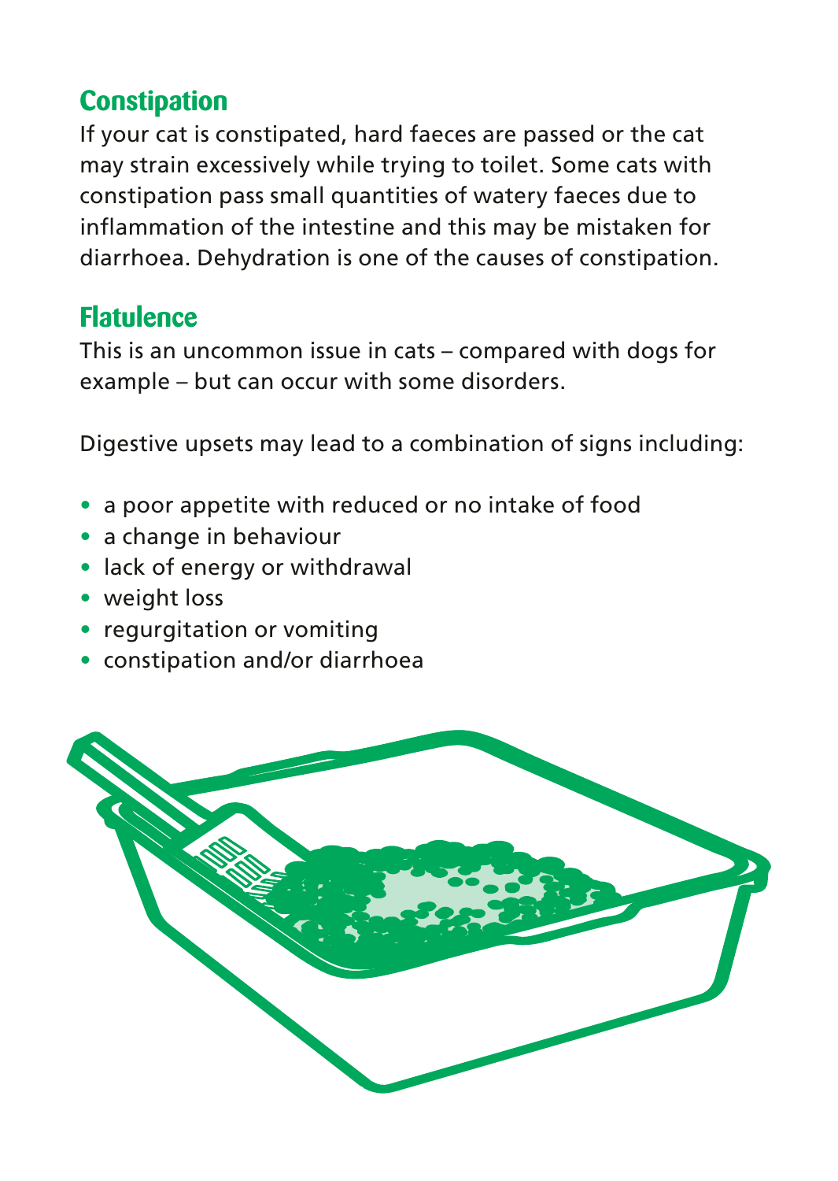## Constipation

If your cat is constipated, hard faeces are passed or the cat may strain excessively while trying to toilet. Some cats with constipation pass small quantities of watery faeces due to inflammation of the intestine and this may be mistaken for diarrhoea. Dehydration is one of the causes of constipation.

## Flatulence

This is an uncommon issue in cats – compared with dogs for example – but can occur with some disorders.

Digestive upsets may lead to a combination of signs including:

- a poor appetite with reduced or no intake of food
- a change in behaviour
- lack of energy or withdrawal
- weight loss
- regurgitation or vomiting
- constipation and/or diarrhoea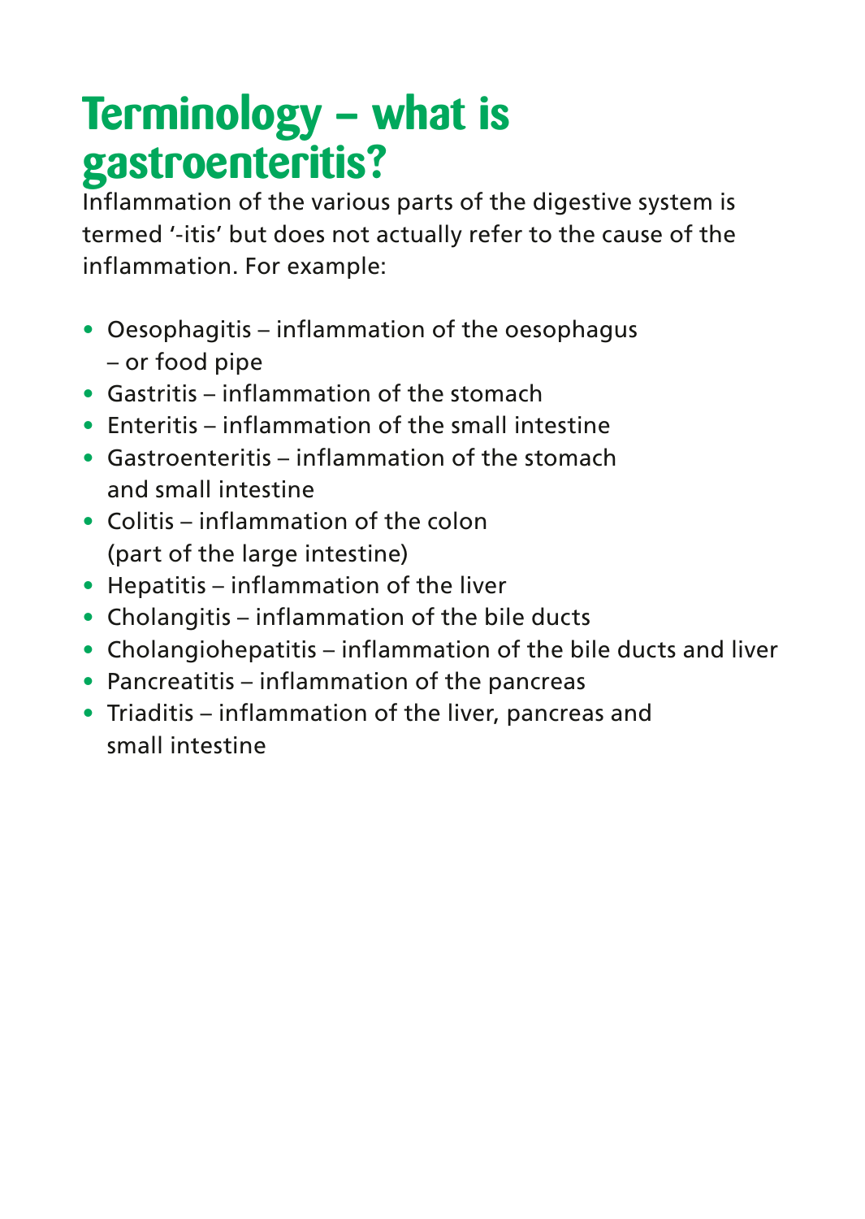# Terminology – what is gastroenteritis?

Inflammation of the various parts of the digestive system is termed '-itis' but does not actually refer to the cause of the inflammation. For example:

- Oesophagitis – inflammation of the oesophagus – or food pipe
- Gastritis – inflammation of the stomach
- Enteritis – inflammation of the small intestine
- Gastroenteritis – inflammation of the stomach and small intestine
- Colitis – inflammation of the colon (part of the large intestine)
- Hepatitis – inflammation of the liver
- Cholangitis – inflammation of the bile ducts
- Cholangiohepatitis – inflammation of the bile ducts and liver
- Pancreatitis – inflammation of the pancreas
- Triaditis – inflammation of the liver, pancreas and small intestine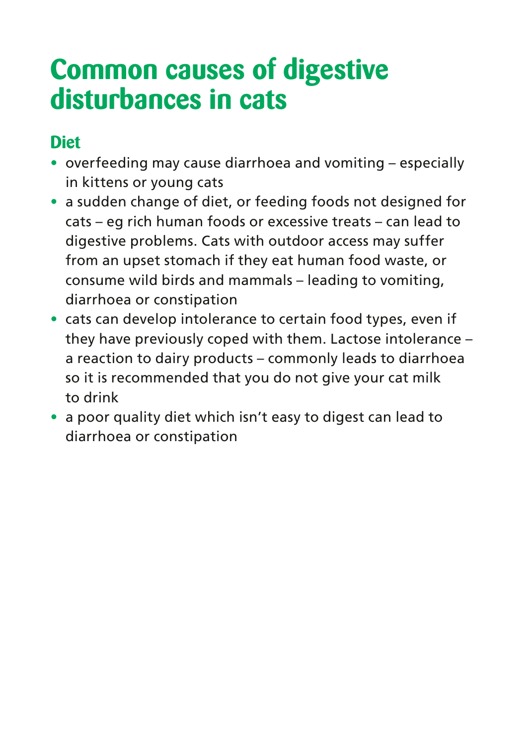# Common causes of digestive disturbances in cats

## Diet

- overfeeding may cause diarrhoea and vomiting – especially in kittens or young cats
- a sudden change of diet, or feeding foods not designed for cats – eg rich human foods or excessive treats – can lead to digestive problems. Cats with outdoor access may suffer from an upset stomach if they eat human food waste, or consume wild birds and mammals – leading to vomiting, diarrhoea or constipation
- cats can develop intolerance to certain food types, even if they have previously coped with them. Lactose intolerance – a reaction to dairy products – commonly leads to diarrhoea so it is recommended that you do not give your cat milk to drink
- a poor quality diet which isn't easy to digest can lead to diarrhoea or constipation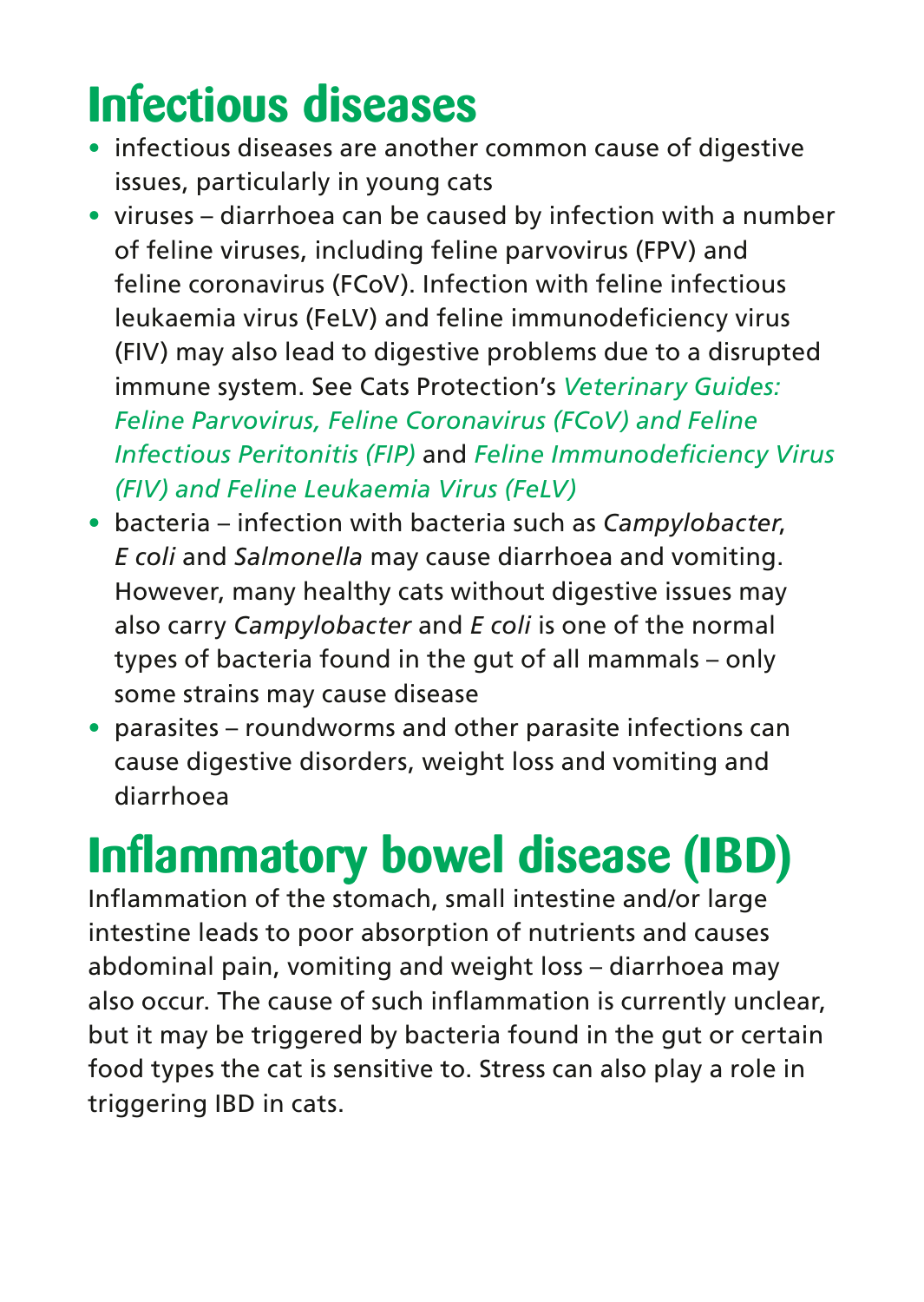# Infectious diseases

- infectious diseases are another common cause of digestive issues, particularly in young cats
- viruses – diarrhoea can be caused by infection with a number of feline viruses, including feline parvovirus (FPV) and feline coronavirus (FCoV). Infection with feline infectious leukaemia virus (FeLV) and feline immunodeficiency virus (FIV) may also lead to digestive problems due to a disrupted immune system. See Cats Protection's *Veterinary Guides: Feline Parvovirus, Feline Coronavirus (FCoV) and Feline Infectious Peritonitis (FIP)* and *Feline Immunodeficiency Virus (FIV) and Feline Leukaemia Virus (FeLV)*
- bacteria – infection with bacteria such as *Campylobacter*, *E coli* and *Salmonella* may cause diarrhoea and vomiting. However, many healthy cats without digestive issues may also carry *Campylobacter* and *E coli* is one of the normal types of bacteria found in the gut of all mammals – only some strains may cause disease
- parasites – roundworms and other parasite infections can cause digestive disorders, weight loss and vomiting and diarrhoea

# Inflammatory bowel disease (IBD)

Inflammation of the stomach, small intestine and/or large intestine leads to poor absorption of nutrients and causes abdominal pain, vomiting and weight loss – diarrhoea may also occur. The cause of such inflammation is currently unclear, but it may be triggered by bacteria found in the gut or certain food types the cat is sensitive to. Stress can also play a role in triggering IBD in cats.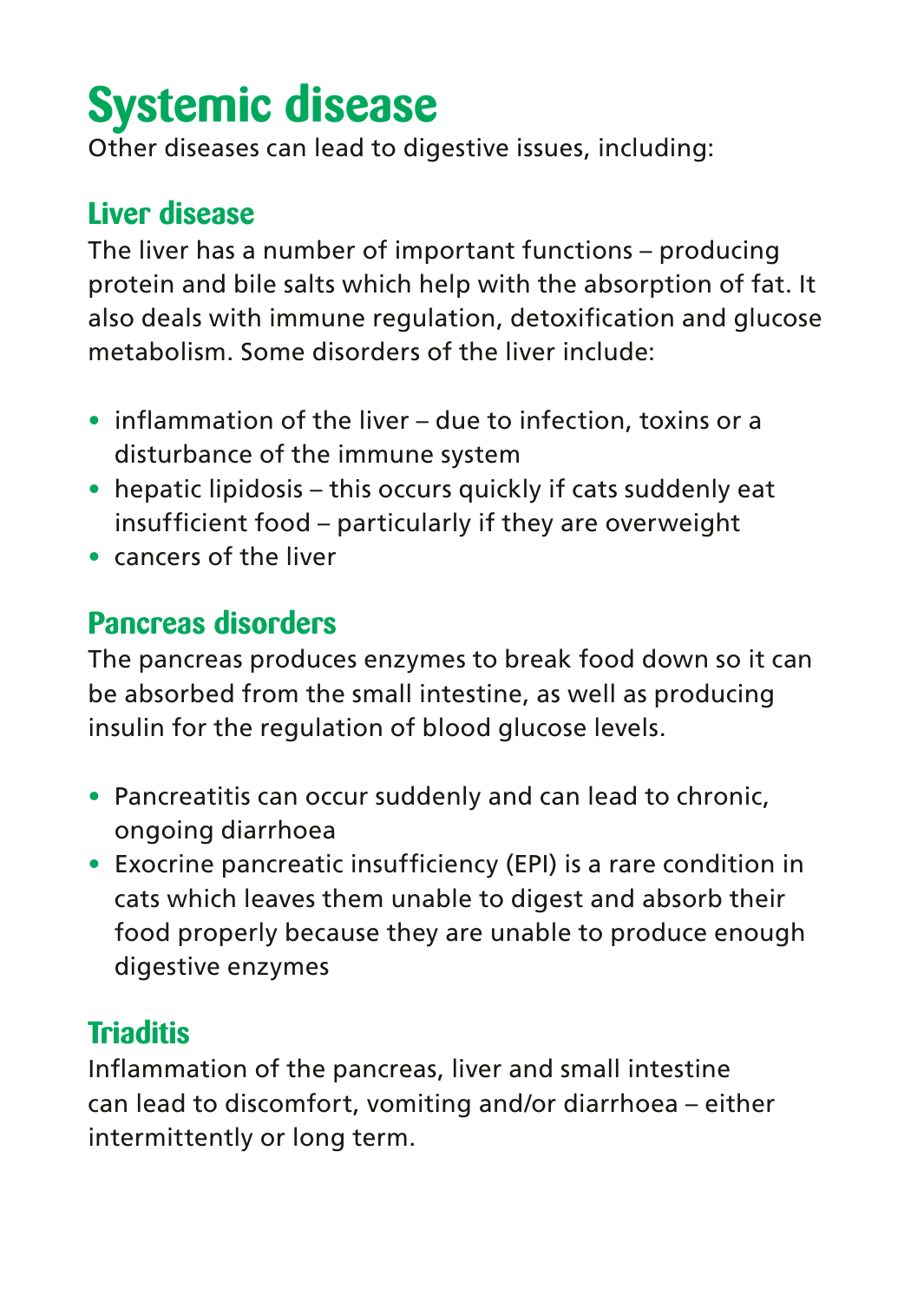# Systemic disease

Other diseases can lead to digestive issues, including:

## Liver disease

The liver has a number of important functions – producing protein and bile salts which help with the absorption of fat. It also deals with immune regulation, detoxification and glucose metabolism. Some disorders of the liver include:

- inflammation of the liver – due to infection, toxins or a disturbance of the immune system
- hepatic lipidosis – this occurs quickly if cats suddenly eat insufficient food – particularly if they are overweight
- cancers of the liver

## Pancreas disorders

The pancreas produces enzymes to break food down so it can be absorbed from the small intestine, as well as producing insulin for the regulation of blood glucose levels.

- Pancreatitis can occur suddenly and can lead to chronic, ongoing diarrhoea
- Exocrine pancreatic insufficiency (EPI) is a rare condition in cats which leaves them unable to digest and absorb their food properly because they are unable to produce enough digestive enzymes

## Triaditis

Inflammation of the pancreas, liver and small intestine can lead to discomfort, vomiting and/or diarrhoea – either intermittently or long term.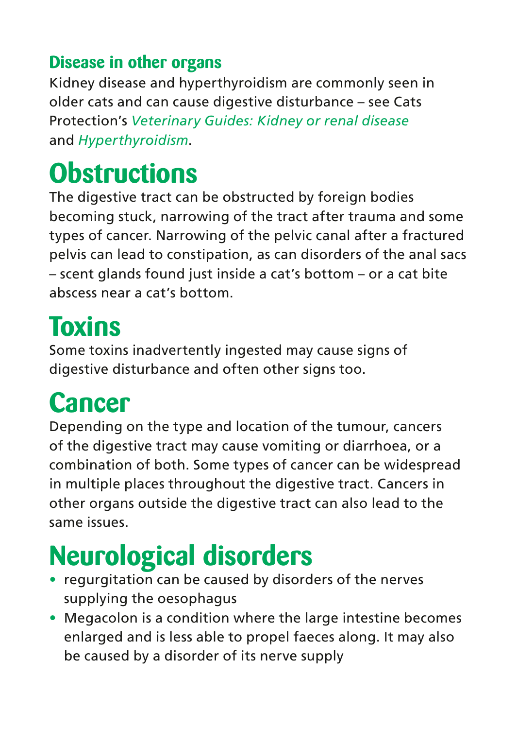### Disease in other organs

Kidney disease and hyperthyroidism are commonly seen in older cats and can cause digestive disturbance – see Cats Protection's *Veterinary Guides: Kidney or renal disease* and *Hyperthyroidism*.

## Obstructions

The digestive tract can be obstructed by foreign bodies becoming stuck, narrowing of the tract after trauma and some types of cancer. Narrowing of the pelvic canal after a fractured pelvis can lead to constipation, as can disorders of the anal sacs – scent glands found just inside a cat's bottom – or a cat bite abscess near a cat's bottom.

## Toxins

Some toxins inadvertently ingested may cause signs of digestive disturbance and often other signs too.

## Cancer

Depending on the type and location of the tumour, cancers of the digestive tract may cause vomiting or diarrhoea, or a combination of both. Some types of cancer can be widespread in multiple places throughout the digestive tract. Cancers in other organs outside the digestive tract can also lead to the same issues.

## Neurological disorders

- regurgitation can be caused by disorders of the nerves supplying the oesophagus
- Megacolon is a condition where the large intestine becomes enlarged and is less able to propel faeces along. It may also be caused by a disorder of its nerve supply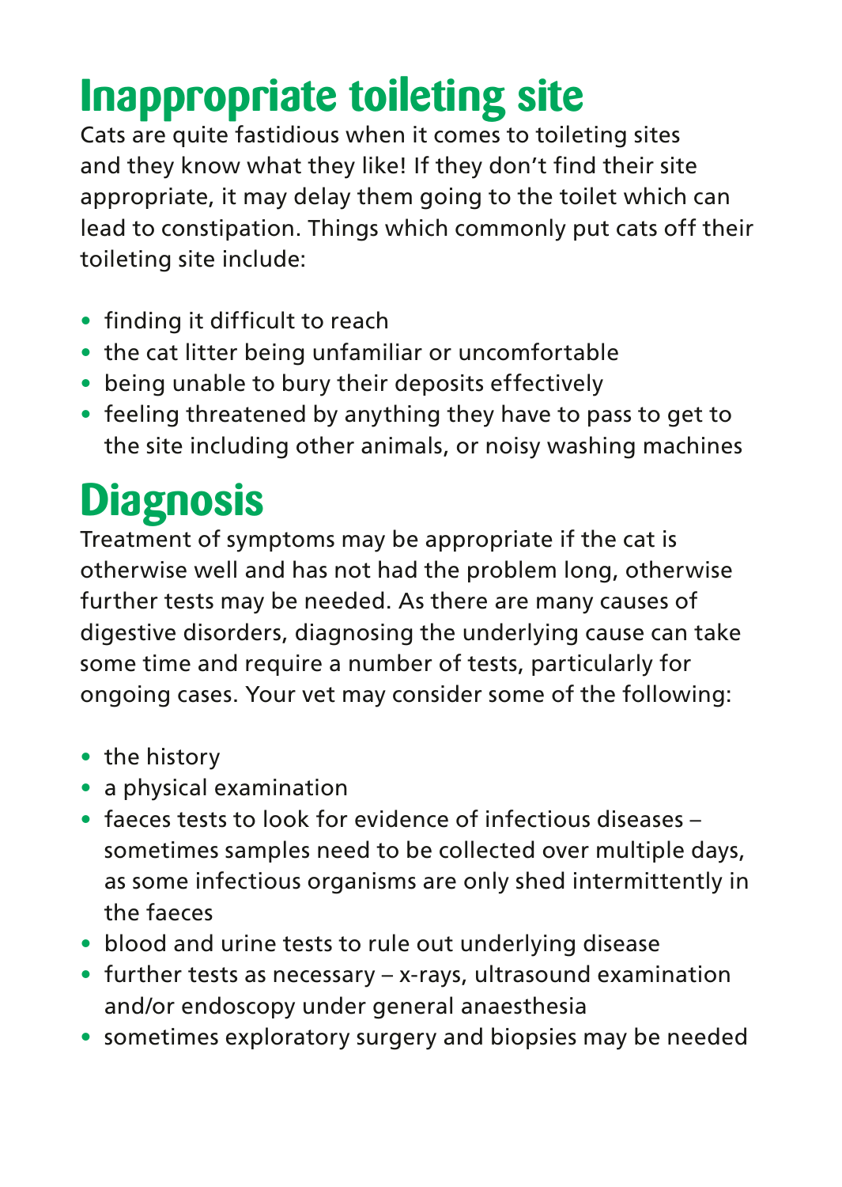## Inappropriate toileting site

Cats are quite fastidious when it comes to toileting sites and they know what they like! If they don't find their site appropriate, it may delay them going to the toilet which can lead to constipation. Things which commonly put cats off their toileting site include:

- finding it difficult to reach
- the cat litter being unfamiliar or uncomfortable
- being unable to bury their deposits effectively
- feeling threatened by anything they have to pass to get to the site including other animals, or noisy washing machines

## Diagnosis

Treatment of symptoms may be appropriate if the cat is otherwise well and has not had the problem long, otherwise further tests may be needed. As there are many causes of digestive disorders, diagnosing the underlying cause can take some time and require a number of tests, particularly for ongoing cases. Your vet may consider some of the following:

- the history
- a physical examination
- faeces tests to look for evidence of infectious diseases – sometimes samples need to be collected over multiple days, as some infectious organisms are only shed intermittently in the faeces
- blood and urine tests to rule out underlying disease
- further tests as necessary – x-rays, ultrasound examination and/or endoscopy under general anaesthesia
- sometimes exploratory surgery and biopsies may be needed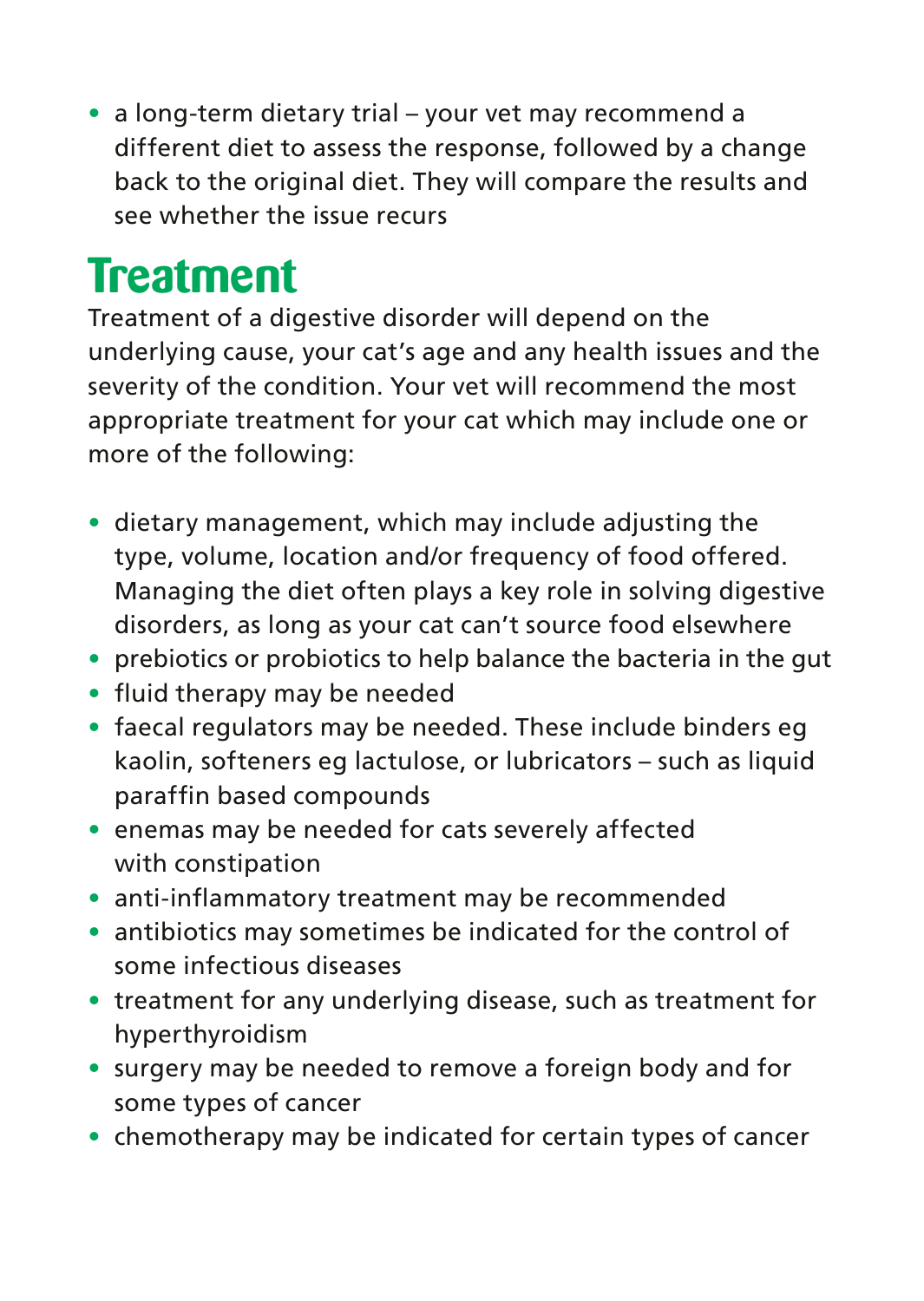- a long-term dietary trial – your vet may recommend a different diet to assess the response, followed by a change back to the original diet. They will compare the results and see whether the issue recurs

## Treatment

Treatment of a digestive disorder will depend on the underlying cause, your cat's age and any health issues and the severity of the condition. Your vet will recommend the most appropriate treatment for your cat which may include one or more of the following:

- dietary management, which may include adjusting the type, volume, location and/or frequency of food offered. Managing the diet often plays a key role in solving digestive disorders, as long as your cat can't source food elsewhere
- prebiotics or probiotics to help balance the bacteria in the gut
- fluid therapy may be needed
- faecal regulators may be needed. These include binders eg kaolin, softeners eg lactulose, or lubricators – such as liquid paraffin based compounds
- enemas may be needed for cats severely affected with constipation
- anti-inflammatory treatment may be recommended
- antibiotics may sometimes be indicated for the control of some infectious diseases
- treatment for any underlying disease, such as treatment for hyperthyroidism
- surgery may be needed to remove a foreign body and for some types of cancer
- chemotherapy may be indicated for certain types of cancer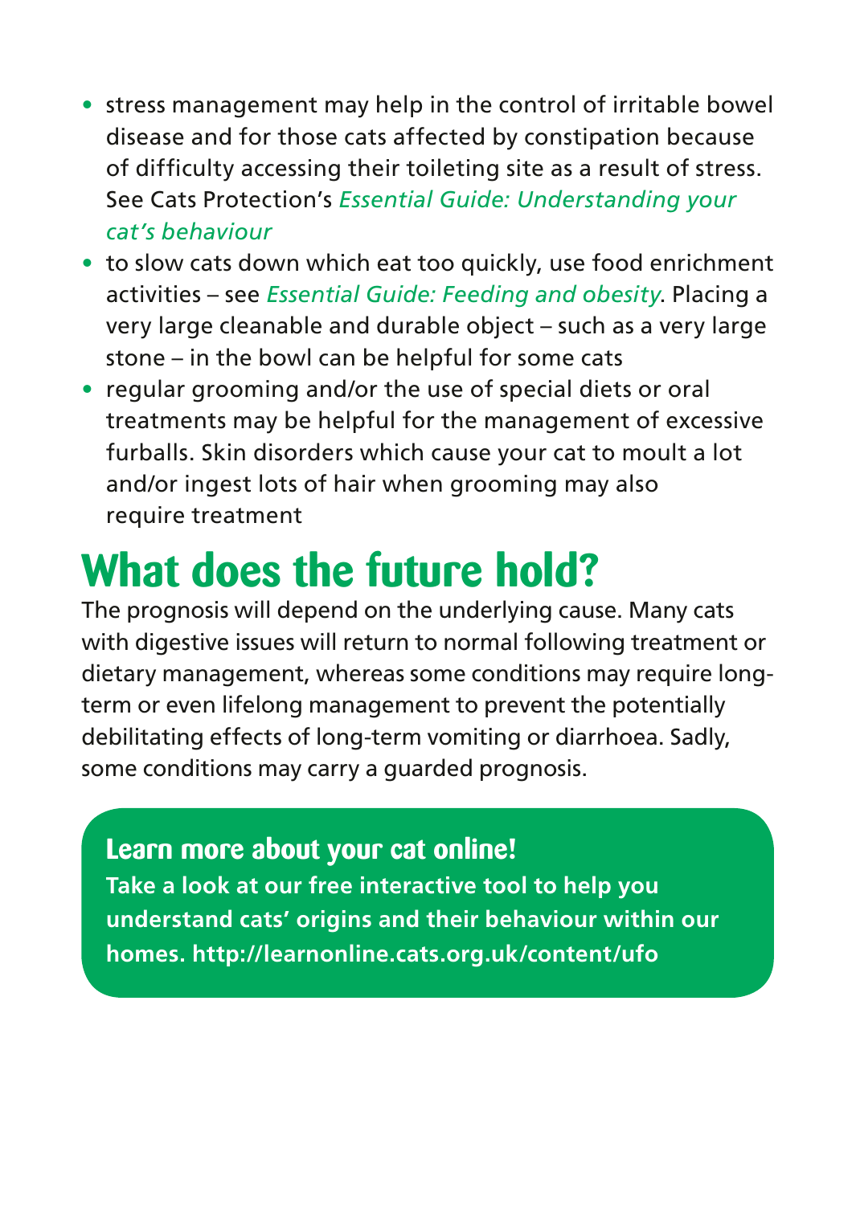- stress management may help in the control of irritable bowel disease and for those cats affected by constipation because of difficulty accessing their toileting site as a result of stress. See Cats Protection's *Essential Guide: Understanding your cat's behaviour*
- to slow cats down which eat too quickly, use food enrichment activities – see *Essential Guide: Feeding and obesity*. Placing a very large cleanable and durable object – such as a very large stone – in the bowl can be helpful for some cats
- regular grooming and/or the use of special diets or oral treatments may be helpful for the management of excessive furballs. Skin disorders which cause your cat to moult a lot and/or ingest lots of hair when grooming may also require treatment

# What does the future hold?

The prognosis will depend on the underlying cause. Many cats with digestive issues will return to normal following treatment or dietary management, whereas some conditions may require long-term or even lifelong management to prevent the potentially debilitating effects of long-term vomiting or diarrhoea. Sadly, some conditions may carry a guarded prognosis.

### Learn more about your cat online!

**Take a look at our free interactive tool to help you understand cats' origins and their behaviour within our homes. http://learnonline.cats.org.uk/content/ufo**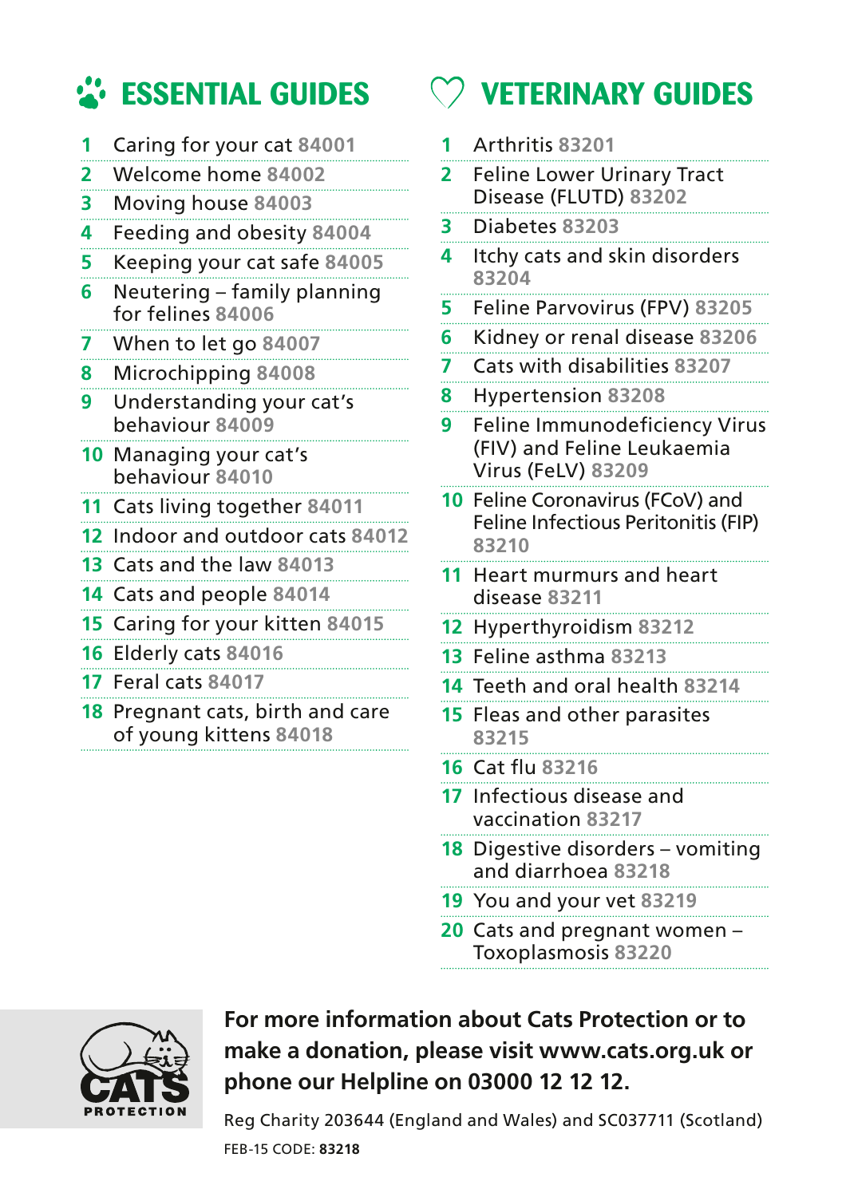## ESSENTIAL GUIDES

1. Caring for your cat 84001
2. Welcome home 84002
3. Moving house 84003
4. Feeding and obesity 84004
5. Keeping your cat safe 84005
6. Neutering – family planning for felines 84006
7. When to let go 84007
8. Microchipping 84008
9. Understanding your cat's behaviour 84009
10. Managing your cat's behaviour 84010
11. Cats living together 84011
12. Indoor and outdoor cats 84012
13. Cats and the law 84013
14. Cats and people 84014
15. Caring for your kitten 84015
16. Elderly cats 84016
17. Feral cats 84017
18. Pregnant cats, birth and care of young kittens 84018

## VETERINARY GUIDES

1. Arthritis 83201
2. Feline Lower Urinary Tract Disease (FLUTD) 83202
3. Diabetes 83203
4. Itchy cats and skin disorders 83204
5. Feline Parvovirus (FPV) 83205
6. Kidney or renal disease 83206
7. Cats with disabilities 83207
8. Hypertension 83208
9. Feline Immunodeficiency Virus (FIV) and Feline Leukaemia Virus (FeLV) 83209
10. Feline Coronavirus (FCoV) and Feline Infectious Peritonitis (FIP) 83210
11. Heart murmurs and heart disease 83211
12. Hyperthyroidism 83212
13. Feline asthma 83213
14. Teeth and oral health 83214
15. Fleas and other parasites 83215
16. Cat flu 83216
17. Infectious disease and vaccination 83217
18. Digestive disorders – vomiting and diarrhoea 83218
19. You and your vet 83219
20. Cats and pregnant women – Toxoplasmosis 83220

CATS PROTECTION

**For more information about Cats Protection or to make a donation, please visit www.cats.org.uk or phone our Helpline on 03000 12 12 12.**

Reg Charity 203644 (England and Wales) and SC037711 (Scotland)

FEB-15 CODE: **83218**